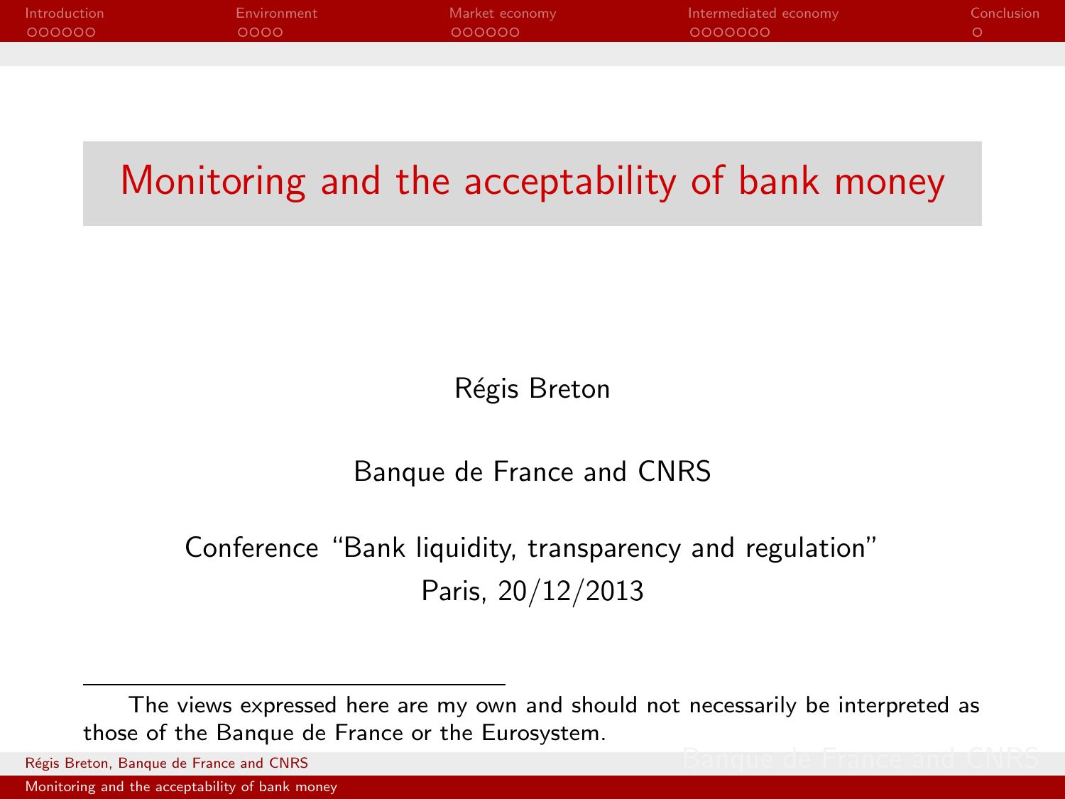# Monitoring and the acceptability of bank money

Régis Breton

Banque de France and CNRS

Conference "Bank liquidity, transparency and regulation"
Paris, 20/12/2013

---

The views expressed here are my own and should not necessarily be interpreted as those of the Banque de France or the Eurosystem.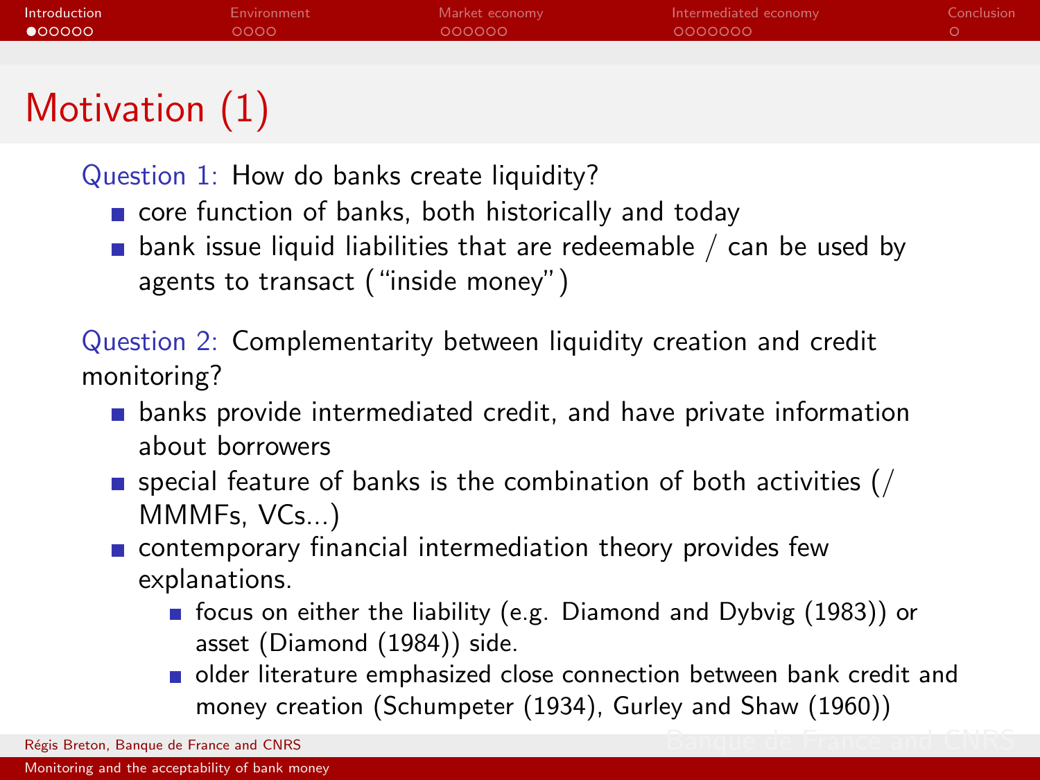# Motivation (1)

Question 1: How do banks create liquidity?

- core function of banks, both historically and today
- bank issue liquid liabilities that are redeemable / can be used by agents to transact ("inside money")

Question 2: Complementarity between liquidity creation and credit monitoring?

- banks provide intermediated credit, and have private information about borrowers
- special feature of banks is the combination of both activities (/ MMMFs, VCs...)
- contemporary financial intermediation theory provides few explanations.
  - focus on either the liability (e.g. Diamond and Dybvig (1983)) or asset (Diamond (1984)) side.
  - older literature emphasized close connection between bank credit and money creation (Schumpeter (1934), Gurley and Shaw (1960))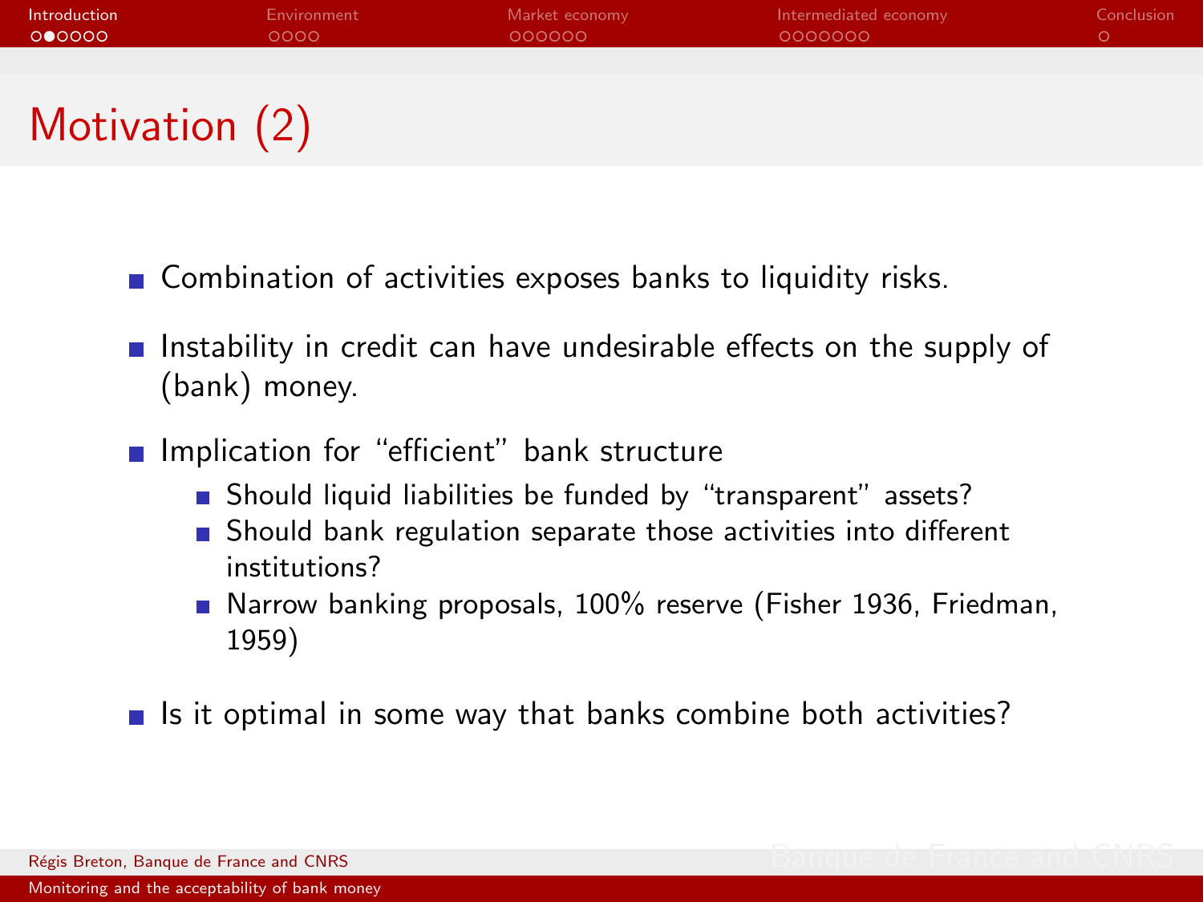# Motivation (2)

- Combination of activities exposes banks to liquidity risks.
- Instability in credit can have undesirable effects on the supply of (bank) money.
- Implication for "efficient" bank structure
  - Should liquid liabilities be funded by "transparent" assets?
  - Should bank regulation separate those activities into different institutions?
  - Narrow banking proposals, 100% reserve (Fisher 1936, Friedman, 1959)
- Is it optimal in some way that banks combine both activities?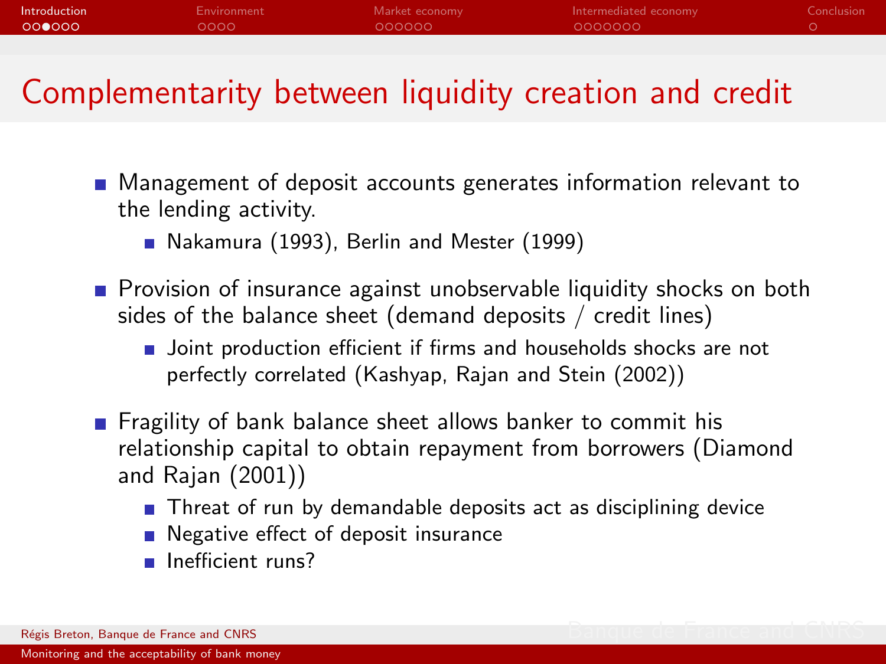# Complementarity between liquidity creation and credit

- Management of deposit accounts generates information relevant to the lending activity.
  - Nakamura (1993), Berlin and Mester (1999)
- Provision of insurance against unobservable liquidity shocks on both sides of the balance sheet (demand deposits / credit lines)
  - Joint production efficient if firms and households shocks are not perfectly correlated (Kashyap, Rajan and Stein (2002))
- Fragility of bank balance sheet allows banker to commit his relationship capital to obtain repayment from borrowers (Diamond and Rajan (2001))
  - Threat of run by demandable deposits act as disciplining device
  - Negative effect of deposit insurance
  - Inefficient runs?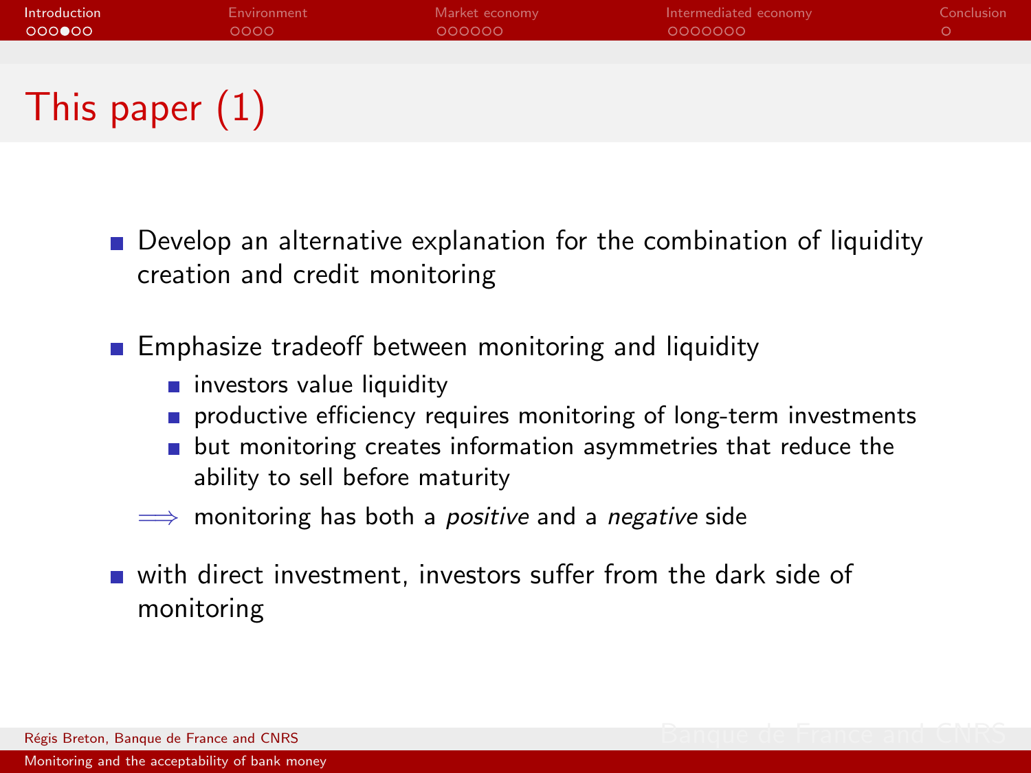# This paper (1)

- Develop an alternative explanation for the combination of liquidity creation and credit monitoring
- Emphasize tradeoff between monitoring and liquidity
  - investors value liquidity
  - productive efficiency requires monitoring of long-term investments
  - but monitoring creates information asymmetries that reduce the ability to sell before maturity

  $\Longrightarrow$ monitoring has both a *positive* and a *negative* side
- with direct investment, investors suffer from the dark side of monitoring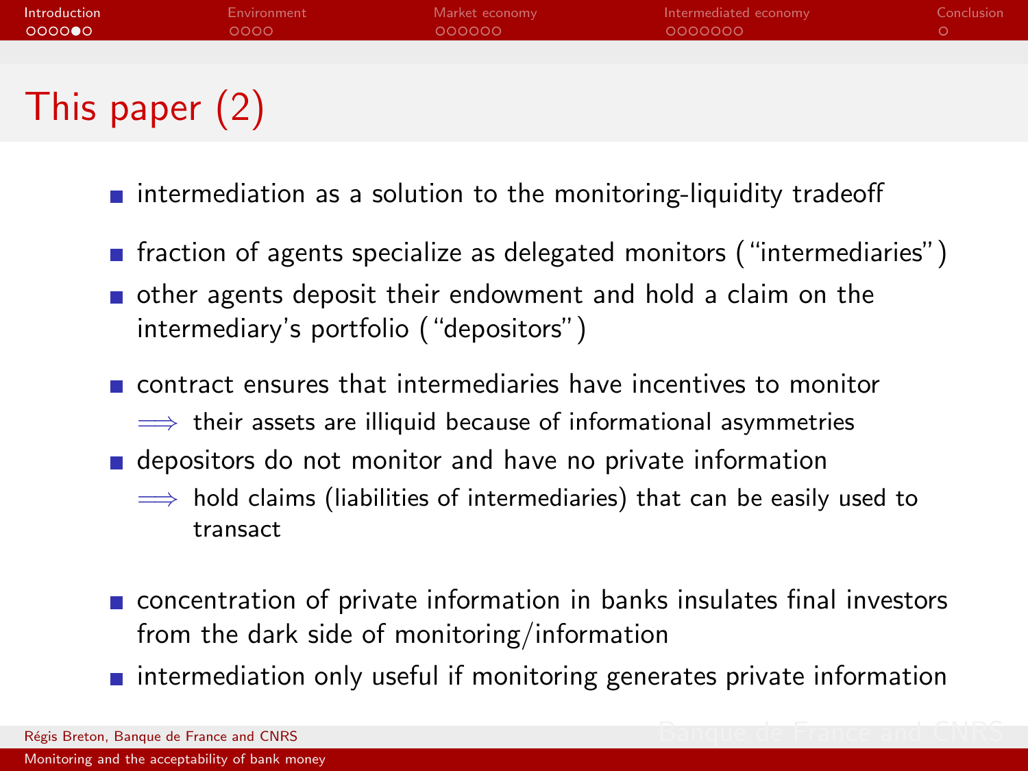# This paper (2)

- intermediation as a solution to the monitoring-liquidity tradeoff

- fraction of agents specialize as delegated monitors ("intermediaries")
- other agents deposit their endowment and hold a claim on the intermediary's portfolio ("depositors")

- contract ensures that intermediaries have incentives to monitor
  $\Longrightarrow$ their assets are illiquid because of informational asymmetries
- depositors do not monitor and have no private information
  $\Longrightarrow$ hold claims (liabilities of intermediaries) that can be easily used to transact

- concentration of private information in banks insulates final investors from the dark side of monitoring/information
- intermediation only useful if monitoring generates private information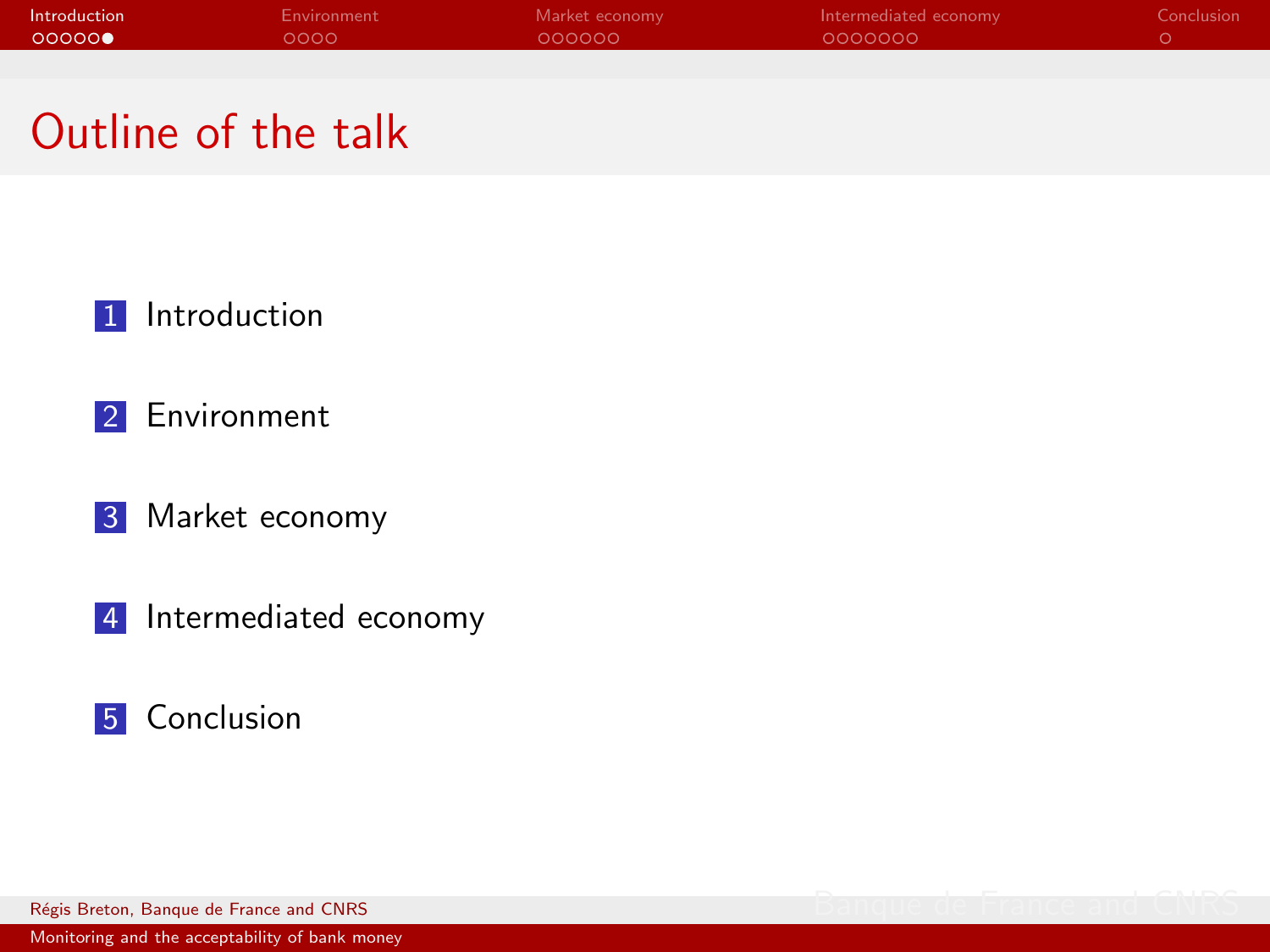# Outline of the talk

1. Introduction
2. Environment
3. Market economy
4. Intermediated economy
5. Conclusion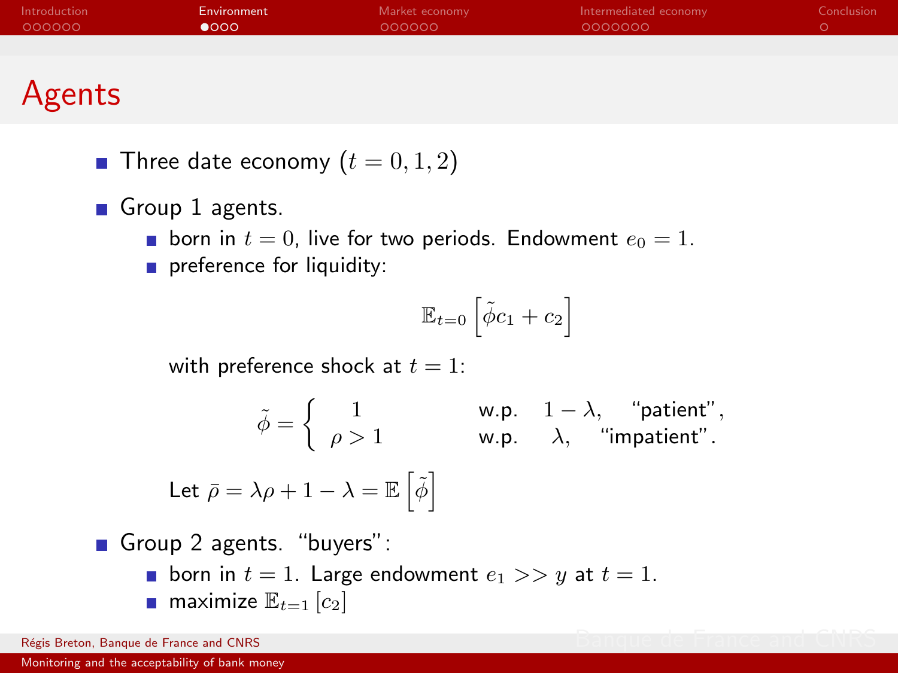# Agents

- Three date economy ($t = 0, 1, 2$)
- Group 1 agents.
  - born in $t = 0$, live for two periods. Endowment $e_0 = 1$.
  - preference for liquidity:

    $$\mathbb{E}_{t=0}\left[\tilde{\phi} c_1 + c_2\right]$$

    with preference shock at $t = 1$:

    $$\tilde{\phi} = \begin{cases} 1 & \text{w.p.} \quad 1-\lambda, \quad \text{"patient"}, \\ \rho > 1 & \text{w.p.} \quad \lambda, \quad \text{"impatient"}. \end{cases}$$

    Let $\bar{\rho} = \lambda\rho + 1 - \lambda = \mathbb{E}\left[\tilde{\phi}\right]$
- Group 2 agents. "buyers":
  - born in $t = 1$. Large endowment $e_1 >> y$ at $t = 1$.
  - maximize $\mathbb{E}_{t=1}\left[c_2\right]$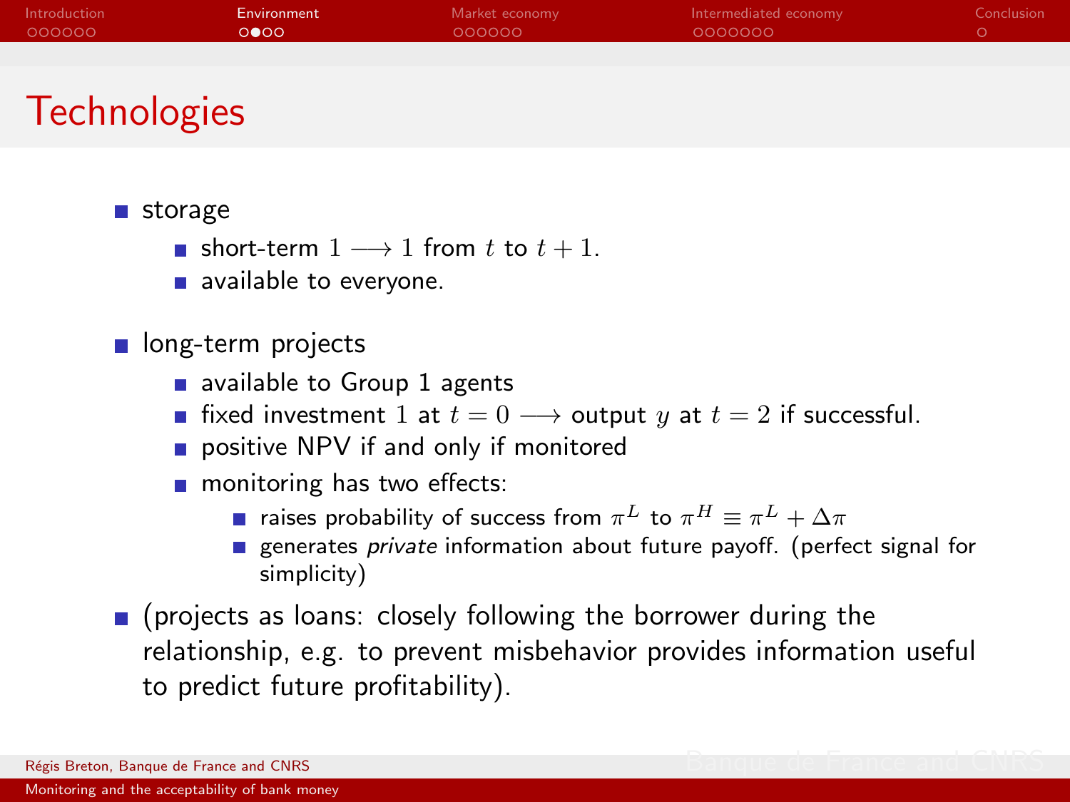# Technologies

- storage
  - short-term $1 \longrightarrow 1$ from $t$ to $t+1$.
  - available to everyone.
- long-term projects
  - available to Group 1 agents
  - fixed investment $1$ at $t=0 \longrightarrow$ output $y$ at $t=2$ if successful.
  - positive NPV if and only if monitored
  - monitoring has two effects:
    - raises probability of success from $\pi^L$ to $\pi^H \equiv \pi^L + \Delta\pi$
    - generates *private* information about future payoff. (perfect signal for simplicity)
- (projects as loans: closely following the borrower during the relationship, e.g. to prevent misbehavior provides information useful to predict future profitability).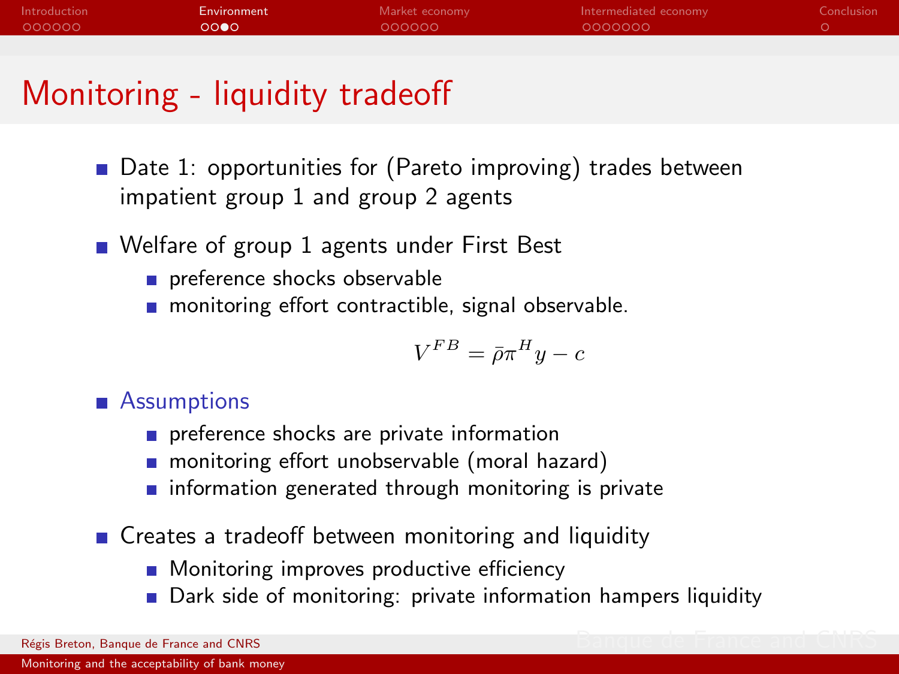# Monitoring - liquidity tradeoff

- Date 1: opportunities for (Pareto improving) trades between impatient group 1 and group 2 agents
- Welfare of group 1 agents under First Best
  - preference shocks observable
  - monitoring effort contractible, signal observable.

$$V^{FB} = \bar{\rho}\pi^{H}y - c$$

- Assumptions
  - preference shocks are private information
  - monitoring effort unobservable (moral hazard)
  - information generated through monitoring is private
- Creates a tradeoff between monitoring and liquidity
  - Monitoring improves productive efficiency
  - Dark side of monitoring: private information hampers liquidity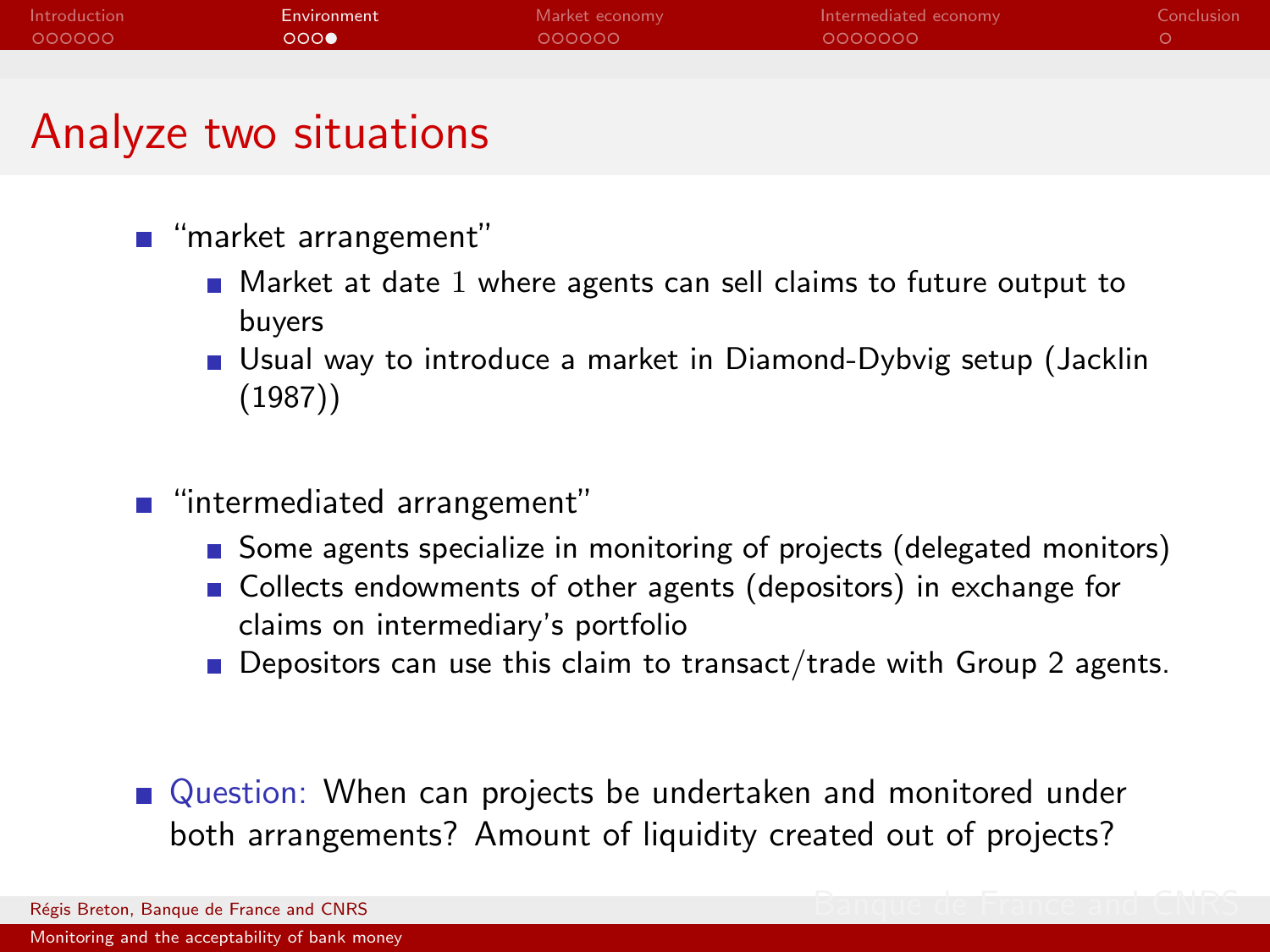# Analyze two situations

- "market arrangement"
  - Market at date $1$ where agents can sell claims to future output to buyers
  - Usual way to introduce a market in Diamond-Dybvig setup (Jacklin (1987))

- "intermediated arrangement"
  - Some agents specialize in monitoring of projects (delegated monitors)
  - Collects endowments of other agents (depositors) in exchange for claims on intermediary's portfolio
  - Depositors can use this claim to transact/trade with Group 2 agents.

- Question: When can projects be undertaken and monitored under both arrangements? Amount of liquidity created out of projects?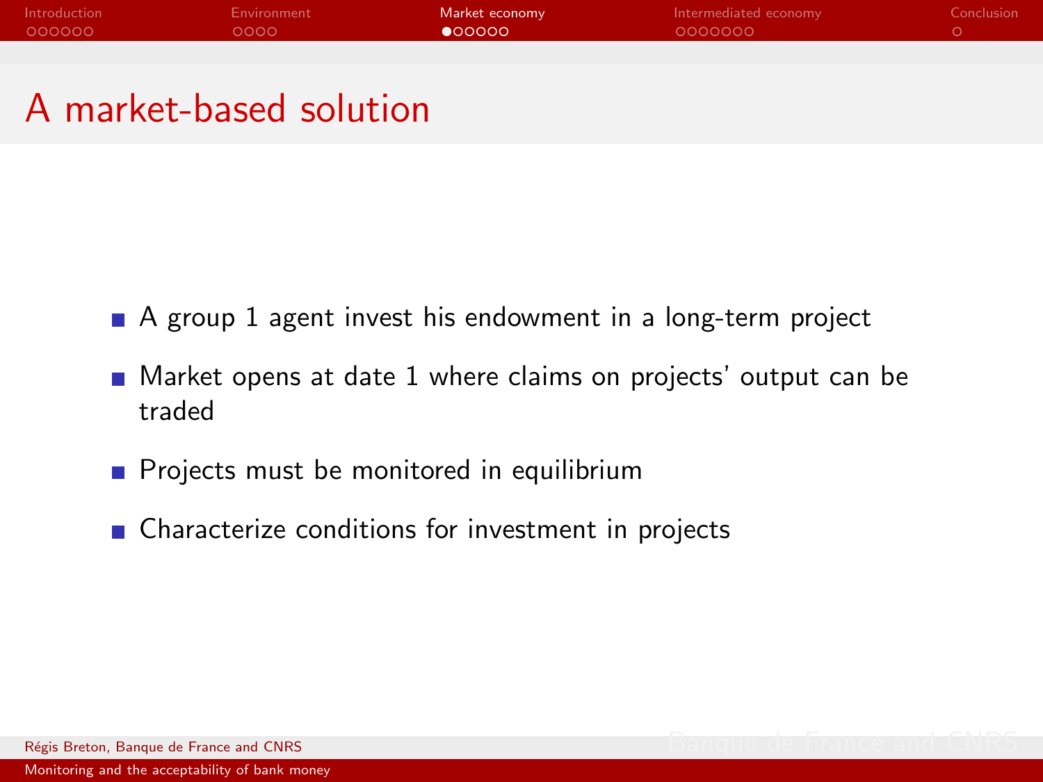# A market-based solution

- A group 1 agent invest his endowment in a long-term project
- Market opens at date 1 where claims on projects' output can be traded
- Projects must be monitored in equilibrium
- Characterize conditions for investment in projects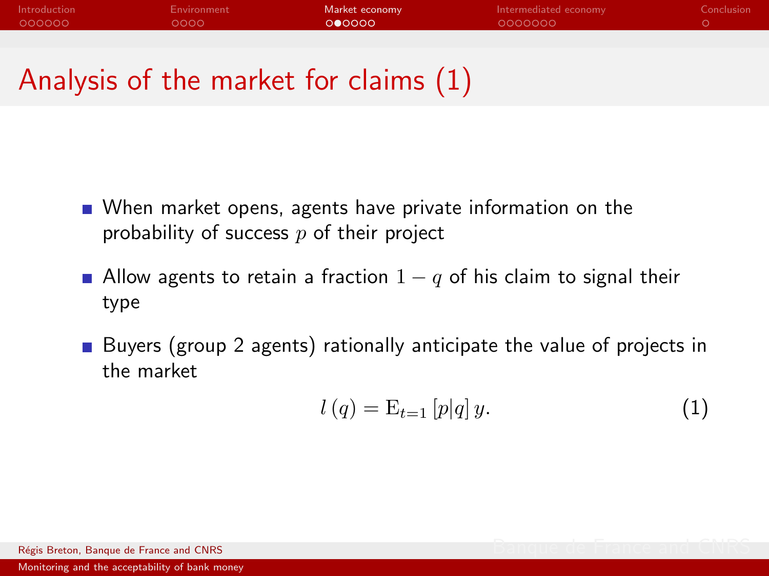# Analysis of the market for claims (1)

- When market opens, agents have private information on the probability of success $p$ of their project
- Allow agents to retain a fraction $1-q$ of his claim to signal their type
- Buyers (group 2 agents) rationally anticipate the value of projects in the market

$$l\left(q\right)=\mathrm{E}_{t=1}\left[p|q\right]y. \tag{1}$$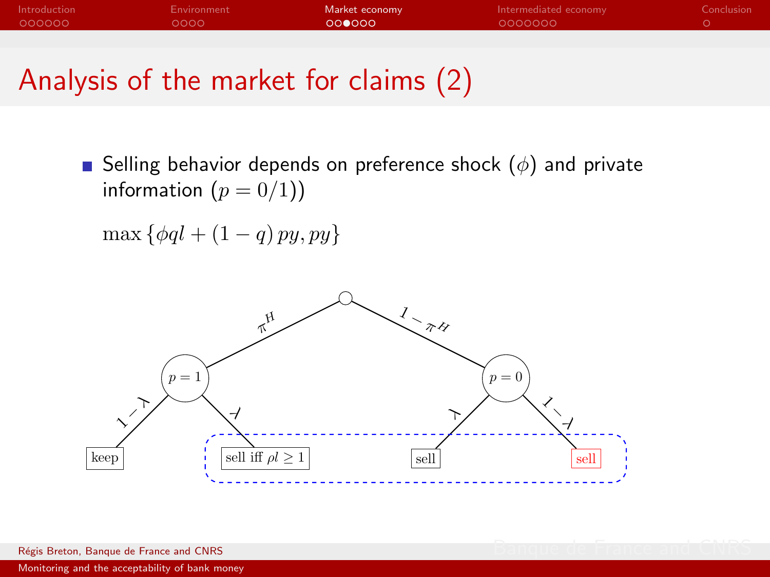# Analysis of the market for claims (2)

- Selling behavior depends on preference shock ($\phi$) and private information ($p = 0/1$))

$$\max \{\phi q l + (1-q) p y, p y\}$$

$\pi^H$

$1 - \pi^H$

$p = 1$

$p = 0$

$1 - \lambda$

$\lambda$

$\lambda$

$1 - \lambda$

keep

sell iff $\rho l \geq 1$

sell

sell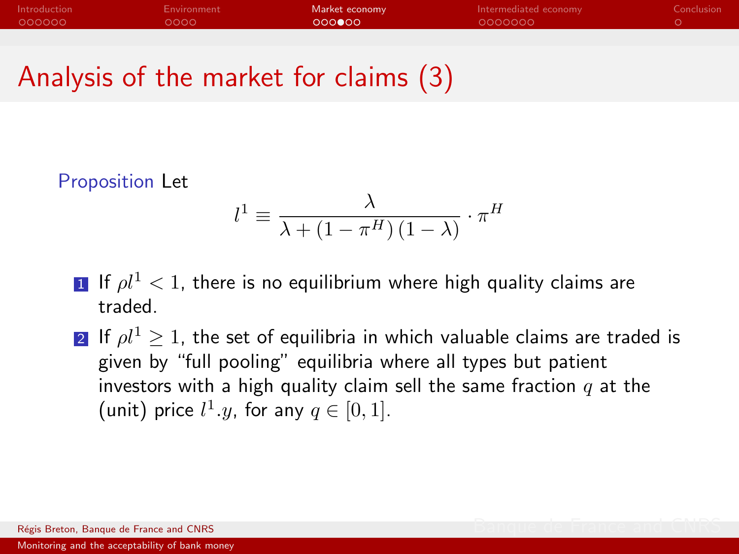# Analysis of the market for claims (3)

**Proposition** Let

$$l^1 \equiv \frac{\lambda}{\lambda + (1 - \pi^H)(1 - \lambda)} \cdot \pi^H$$

1. If $\rho l^1 < 1$, there is no equilibrium where high quality claims are traded.
2. If $\rho l^1 \geq 1$, the set of equilibria in which valuable claims are traded is given by "full pooling" equilibria where all types but patient investors with a high quality claim sell the same fraction $q$ at the (unit) price $l^1.y$, for any $q \in [0, 1]$.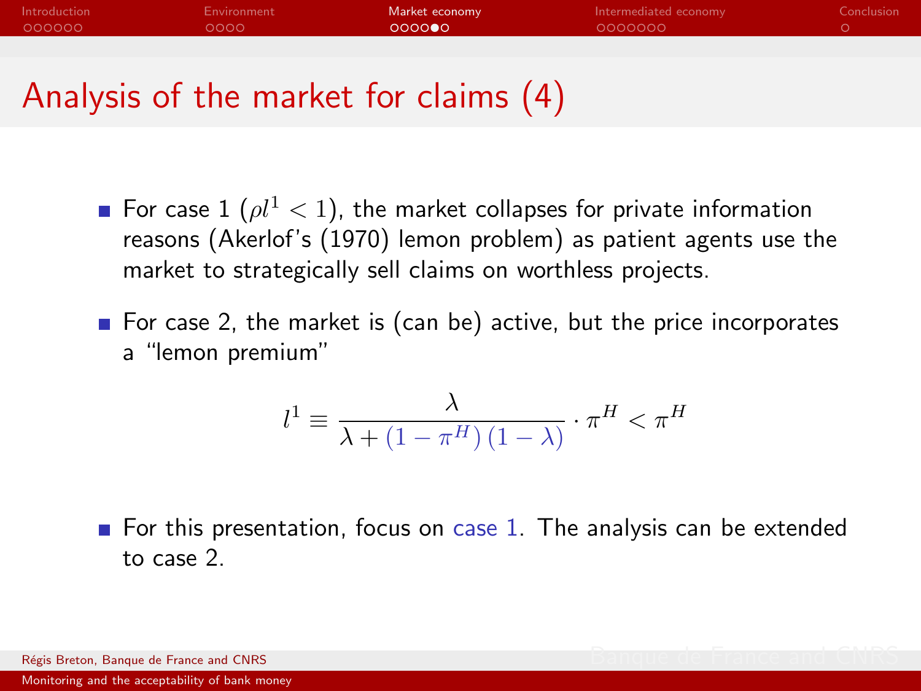# Analysis of the market for claims (4)

- For case 1 ($\rho l^1 < 1$), the market collapses for private information reasons (Akerlof's (1970) lemon problem) as patient agents use the market to strategically sell claims on worthless projects.

- For case 2, the market is (can be) active, but the price incorporates a "lemon premium"

$$l^1 \equiv \frac{\lambda}{\lambda + (1 - \pi^H)(1 - \lambda)} \cdot \pi^H < \pi^H$$

- For this presentation, focus on case 1. The analysis can be extended to case 2.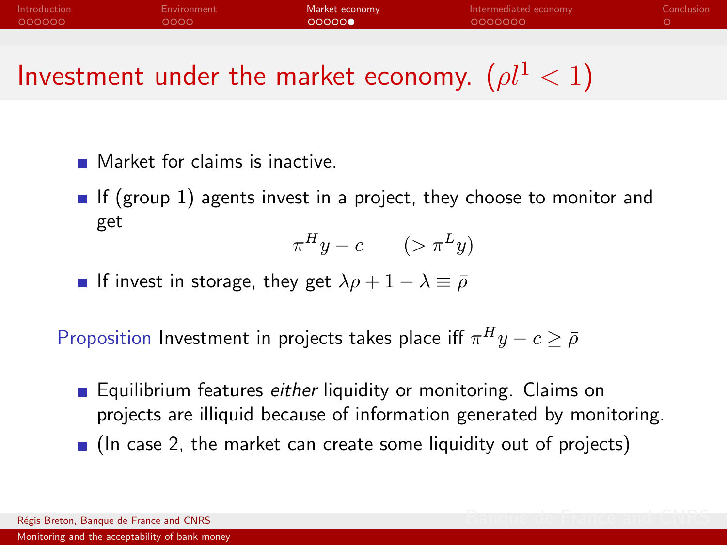# Investment under the market economy. ($\rho l^1 < 1$)

- Market for claims is inactive.
- If (group 1) agents invest in a project, they choose to monitor and get

$$\pi^H y - c \qquad (> \pi^L y)$$

- If invest in storage, they get $\lambda \rho + 1 - \lambda \equiv \bar{\rho}$

Proposition Investment in projects takes place iff $\pi^H y - c \geq \bar{\rho}$

- Equilibrium features *either* liquidity or monitoring. Claims on projects are illiquid because of information generated by monitoring.
- (In case 2, the market can create some liquidity out of projects)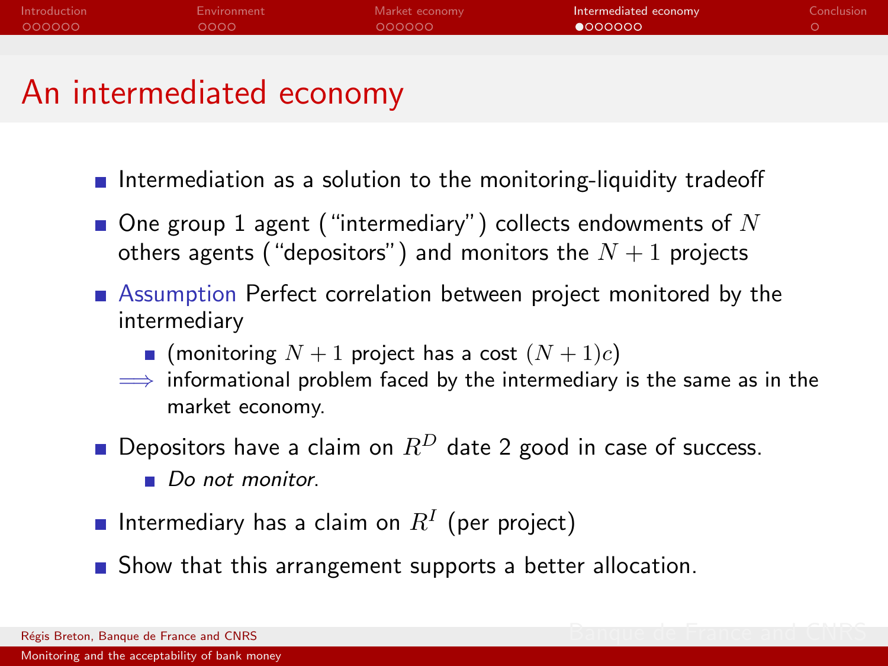# An intermediated economy

- Intermediation as a solution to the monitoring-liquidity tradeoff
- One group 1 agent ("intermediary") collects endowments of $N$ others agents ("depositors") and monitors the $N+1$ projects
- Assumption Perfect correlation between project monitored by the intermediary
  - (monitoring $N+1$ project has a cost $(N+1)c$)

  $\implies$ informational problem faced by the intermediary is the same as in the market economy.
- Depositors have a claim on $R^D$ date 2 good in case of success.
  - *Do not monitor.*
- Intermediary has a claim on $R^I$ (per project)
- Show that this arrangement supports a better allocation.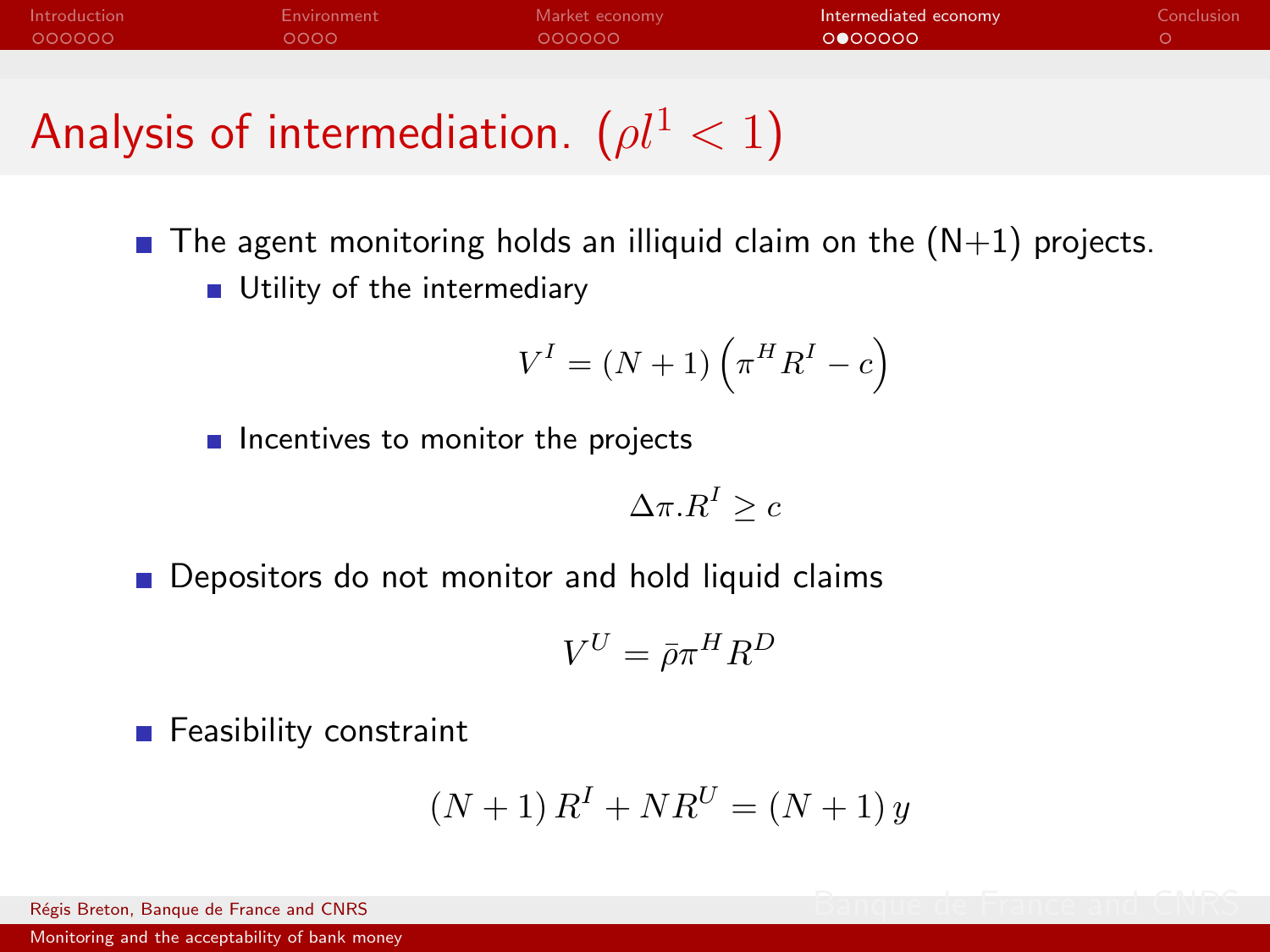# Analysis of intermediation. $(\rho l^1 < 1)$

- The agent monitoring holds an illiquid claim on the (N+1) projects.
  - Utility of the intermediary

$$V^I = (N+1)\left(\pi^H R^I - c\right)$$

  - Incentives to monitor the projects

$$\Delta\pi . R^I \geq c$$

- Depositors do not monitor and hold liquid claims

$$V^U = \bar{\rho}\pi^H R^D$$

- Feasibility constraint

$$(N+1) R^I + N R^U = (N+1) y$$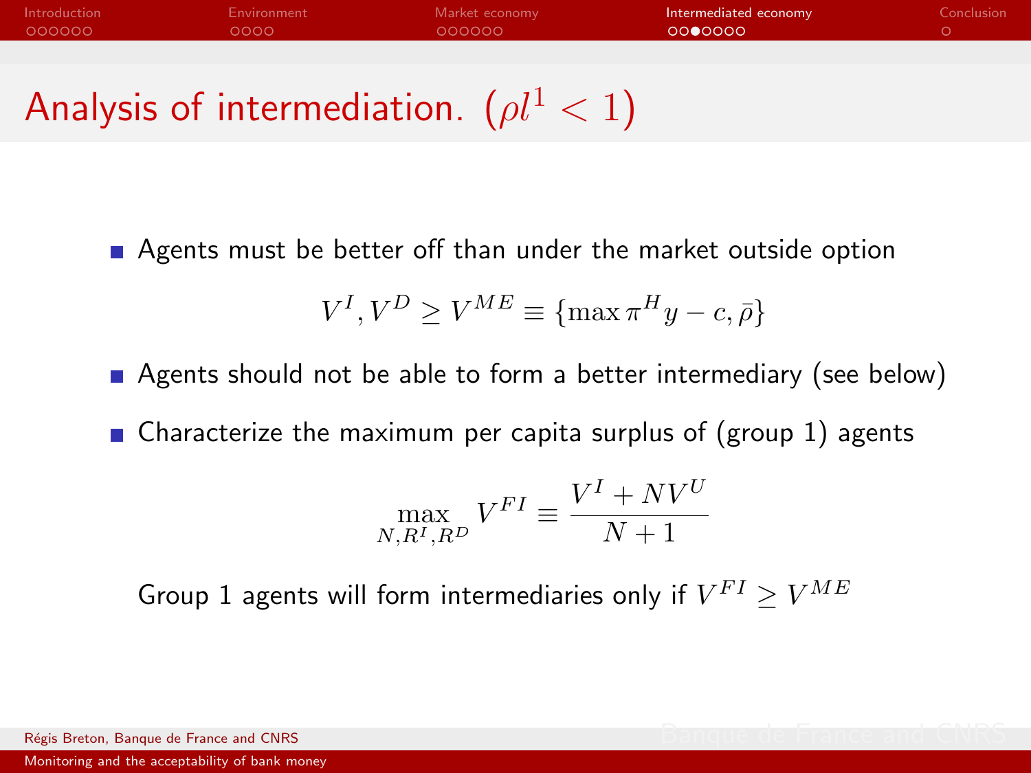# Analysis of intermediation. $(\rho l^1 < 1)$

- Agents must be better off than under the market outside option

$$V^I, V^D \geq V^{ME} \equiv \{\max \pi^H y - c, \bar{\rho}\}$$

- Agents should not be able to form a better intermediary (see below)
- Characterize the maximum per capita surplus of (group 1) agents

$$\max_{N, R^I, R^D} V^{FI} \equiv \frac{V^I + NV^U}{N+1}$$

Group 1 agents will form intermediaries only if $V^{FI} \geq V^{ME}$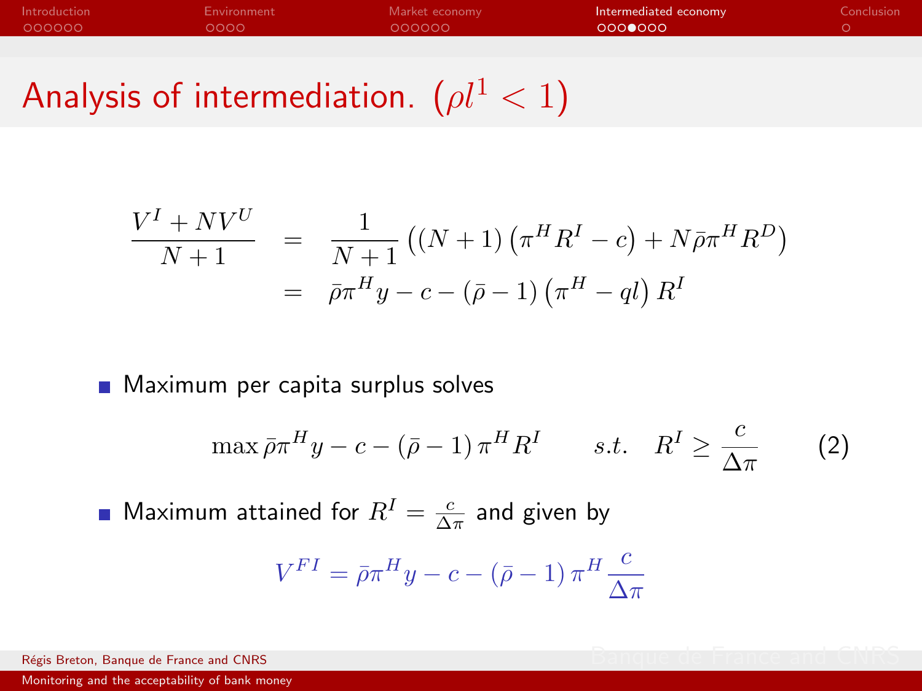# Analysis of intermediation. $(\rho l^1 < 1)$

$$
\begin{aligned}
\frac{V^I + NV^U}{N+1} &= \frac{1}{N+1}\left((N+1)\left(\pi^H R^I - c\right) + N\bar{\rho}\pi^H R^D\right) \\
&= \bar{\rho}\pi^H y - c - (\bar{\rho} - 1)\left(\pi^H - ql\right) R^I
\end{aligned}
$$

- Maximum per capita surplus solves

$$
\max \bar{\rho}\pi^H y - c - (\bar{\rho} - 1)\pi^H R^I \qquad s.t. \quad R^I \geq \frac{c}{\Delta\pi} \tag{2}
$$

- Maximum attained for $R^I = \frac{c}{\Delta\pi}$ and given by

$$
V^{FI} = \bar{\rho}\pi^H y - c - (\bar{\rho} - 1)\pi^H \frac{c}{\Delta\pi}
$$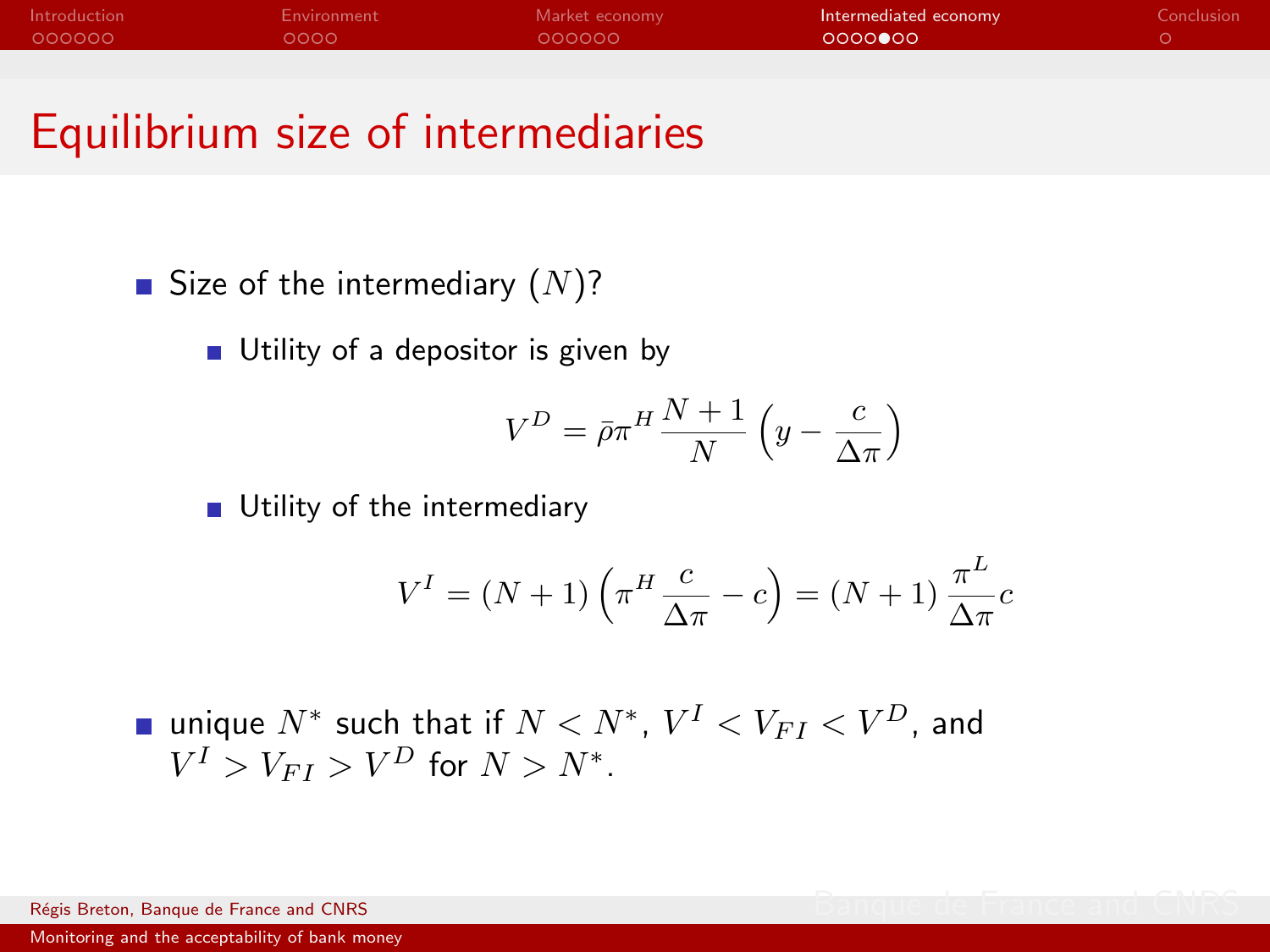# Equilibrium size of intermediaries

- Size of the intermediary ($N$)?
  - Utility of a depositor is given by

$$V^D = \bar{\rho}\pi^H \frac{N+1}{N}\left(y - \frac{c}{\Delta\pi}\right)$$

  - Utility of the intermediary

$$V^I = (N+1)\left(\pi^H \frac{c}{\Delta\pi} - c\right) = (N+1)\,\frac{\pi^L}{\Delta\pi}c$$

- unique $N^*$ such that if $N < N^*$, $V^I < V_{FI} < V^D$, and $V^I > V_{FI} > V^D$ for $N > N^*$.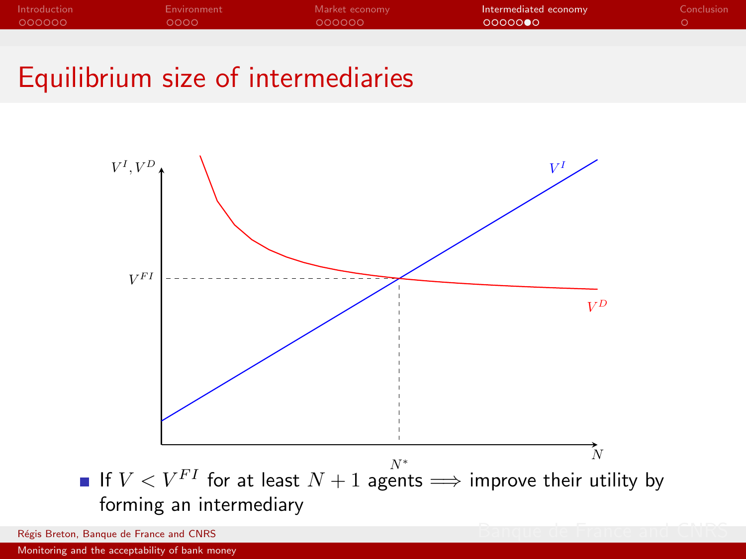# Equilibrium size of intermediaries

$V^I, V^D$

$V^I$

$V^{FI}$

$V^D$

$N$

$N^*$

- If $V < V^{FI}$ for at least $N + 1$ agents $\Longrightarrow$ improve their utility by forming an intermediary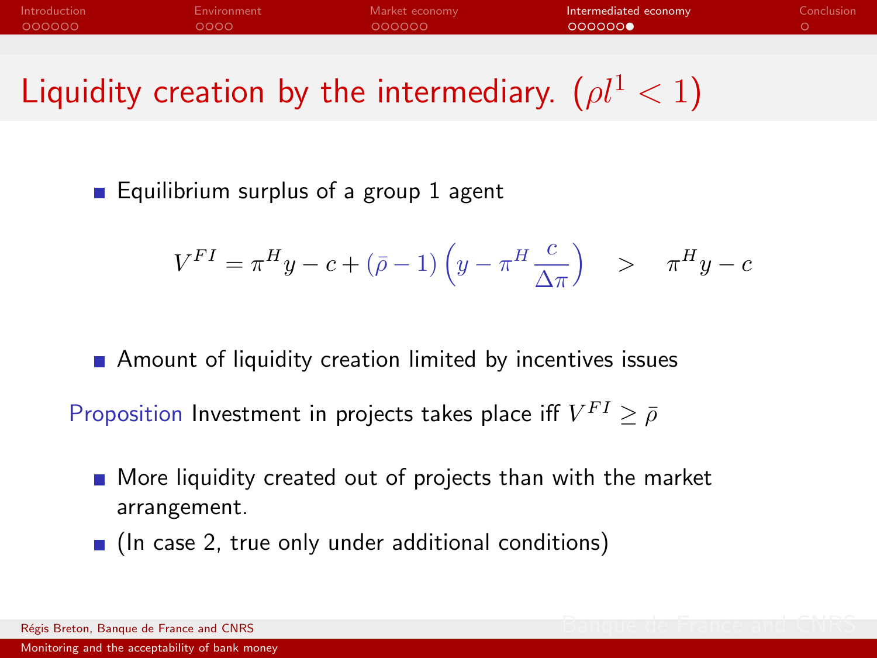# Liquidity creation by the intermediary. ($\rho l^1 < 1$)

- Equilibrium surplus of a group 1 agent

$$V^{FI} = \pi^H y - c + (\bar{\rho} - 1)\left(y - \pi^H \frac{c}{\Delta\pi}\right) \quad > \quad \pi^H y - c$$

- Amount of liquidity creation limited by incentives issues

Proposition Investment in projects takes place iff $V^{FI} \geq \bar{\rho}$

- More liquidity created out of projects than with the market arrangement.
- (In case 2, true only under additional conditions)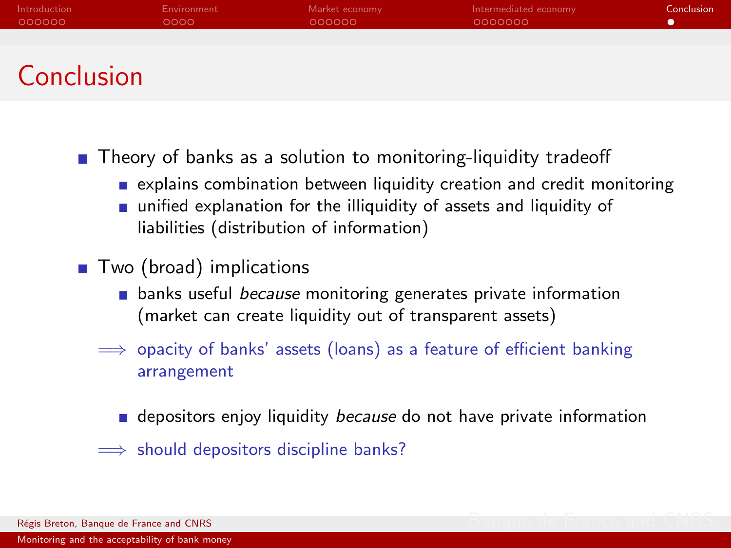# Conclusion

- Theory of banks as a solution to monitoring-liquidity tradeoff
  - explains combination between liquidity creation and credit monitoring
  - unified explanation for the illiquidity of assets and liquidity of liabilities (distribution of information)

- Two (broad) implications
  - banks useful *because* monitoring generates private information (market can create liquidity out of transparent assets)

  $\Longrightarrow$ opacity of banks' assets (loans) as a feature of efficient banking arrangement

  - depositors enjoy liquidity *because* do not have private information

  $\Longrightarrow$ should depositors discipline banks?